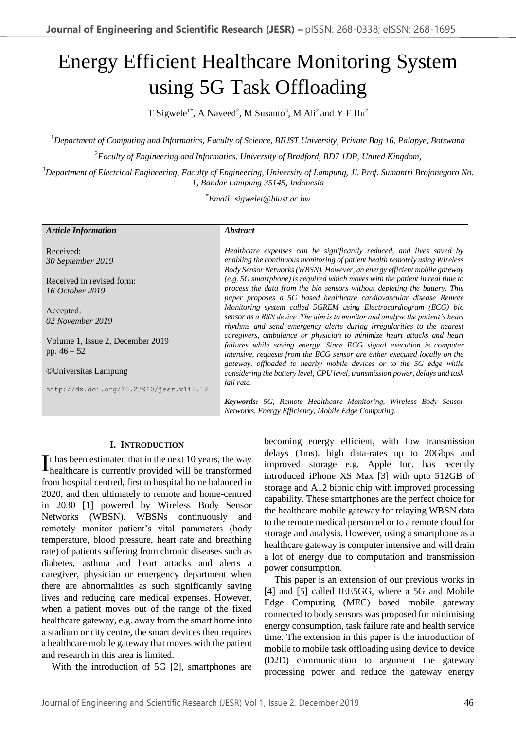# Energy Efficient Healthcare Monitoring System using 5G Task Offloading

T Sigwele[1*], A Naveed[2], M Susanto[3], M Ali[2] and Y F Hu[2]

[1]*Department of Computing and Informatics, Faculty of Science, BIUST University, Private Bag 16, Palapye, Botswana*

[2]*Faculty of Engineering and Informatics, University of Bradford, BD7 1DP, United Kingdom,*

[3]*Department of Electrical Engineering, Faculty of Engineering, University of Lampung, Jl. Prof. Sumantri Brojonegoro No. 1, Bandar Lampung 35145, Indonesia*

[*]*Email: sigwelet@biust.ac.bw*

***Article Information***

Received:
*30 September 2019*

Received in revised form:
*16 October 2019*

Accepted:
*02 November 2019*

Volume 1, Issue 2, December 2019
pp. 46 – 52

©Universitas Lampung

http://dx.doi.org/10.23960/jesr.v1i2.12

***Abstract***

*Healthcare expenses can be significantly reduced, and lives saved by enabling the continuous monitoring of patient health remotely using Wireless Body Sensor Networks (WBSN). However, an energy efficient mobile gateway (e.g. 5G smartphone) is required which moves with the patient in real time to process the data from the bio sensors without depleting the battery. This paper proposes a 5G based healthcare cardiovascular disease Remote Monitoring system called 5GREM using Electrocardiogram (ECG) bio sensor as a BSN device. The aim is to monitor and analyse the patient's heart rhythms and send emergency alerts during irregularities to the nearest caregivers, ambulance or physician to minimize heart attacks and heart failures while saving energy. Since ECG signal execution is computer intensive, requests from the ECG sensor are either executed locally on the gateway, offloaded to nearby mobile devices or to the 5G edge while considering the battery level, CPU level, transmission power, delays and task fail rate.*

***Keywords:*** *5G, Remote Healthcare Monitoring, Wireless Body Sensor Networks, Energy Efficiency, Mobile Edge Computing.*

## I. INTRODUCTION

It has been estimated that in the next 10 years, the way healthcare is currently provided will be transformed from hospital centred, first to hospital home balanced in 2020, and then ultimately to remote and home-centred in 2030 [1] powered by Wireless Body Sensor Networks (WBSN). WBSNs continuously and remotely monitor patient's vital parameters (body temperature, blood pressure, heart rate and breathing rate) of patients suffering from chronic diseases such as diabetes, asthma and heart attacks and alerts a caregiver, physician or emergency department when there are abnormalities as such significantly saving lives and reducing care medical expenses. However, when a patient moves out of the range of the fixed healthcare gateway, e.g. away from the smart home into a stadium or city centre, the smart devices then requires a healthcare mobile gateway that moves with the patient and research in this area is limited.

With the introduction of 5G [2], smartphones are becoming energy efficient, with low transmission delays (1ms), high data-rates up to 20Gbps and improved storage e.g. Apple Inc. has recently introduced iPhone XS Max [3] with upto 512GB of storage and A12 bionic chip with improved processing capability. These smartphones are the perfect choice for the healthcare mobile gateway for relaying WBSN data to the remote medical personnel or to a remote cloud for storage and analysis. However, using a smartphone as a healthcare gateway is computer intensive and will drain a lot of energy due to computation and transmission power consumption.

This paper is an extension of our previous works in [4] and [5] called IEE5GG, where a 5G and Mobile Edge Computing (MEC) based mobile gateway connected to body sensors was proposed for minimising energy consumption, task failure rate and health service time. The extension in this paper is the introduction of mobile to mobile task offloading using device to device (D2D) communication to argument the gateway processing power and reduce the gateway energy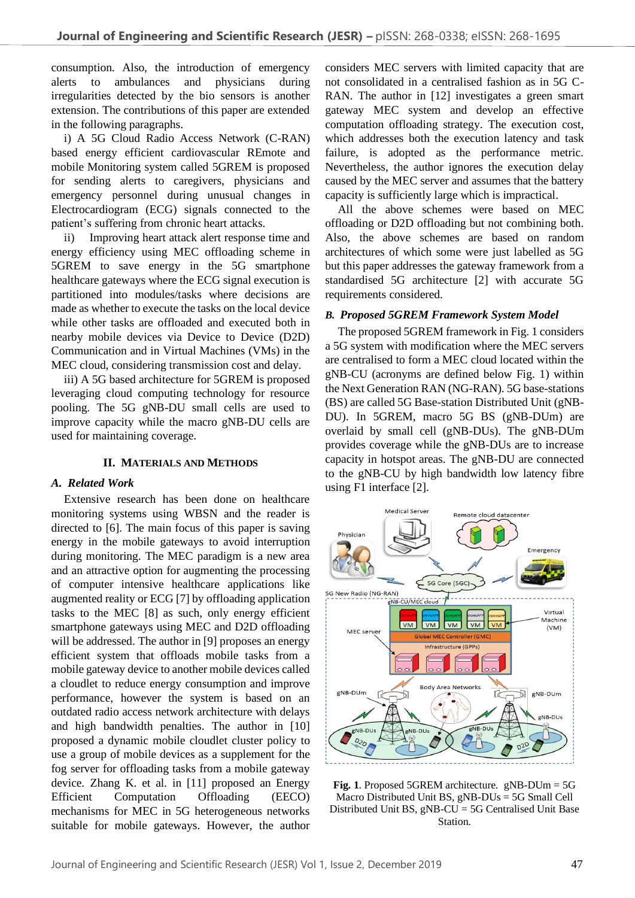consumption. Also, the introduction of emergency alerts to ambulances and physicians during irregularities detected by the bio sensors is another extension. The contributions of this paper are extended in the following paragraphs.

i) A 5G Cloud Radio Access Network (C-RAN) based energy efficient cardiovascular REmote and mobile Monitoring system called 5GREM is proposed for sending alerts to caregivers, physicians and emergency personnel during unusual changes in Electrocardiogram (ECG) signals connected to the patient's suffering from chronic heart attacks.

ii) Improving heart attack alert response time and energy efficiency using MEC offloading scheme in 5GREM to save energy in the 5G smartphone healthcare gateways where the ECG signal execution is partitioned into modules/tasks where decisions are made as whether to execute the tasks on the local device while other tasks are offloaded and executed both in nearby mobile devices via Device to Device (D2D) Communication and in Virtual Machines (VMs) in the MEC cloud, considering transmission cost and delay.

iii) A 5G based architecture for 5GREM is proposed leveraging cloud computing technology for resource pooling. The 5G gNB-DU small cells are used to improve capacity while the macro gNB-DU cells are used for maintaining coverage.

## II. Materials and Methods

### A. Related Work

Extensive research has been done on healthcare monitoring systems using WBSN and the reader is directed to [6]. The main focus of this paper is saving energy in the mobile gateways to avoid interruption during monitoring. The MEC paradigm is a new area and an attractive option for augmenting the processing of computer intensive healthcare applications like augmented reality or ECG [7] by offloading application tasks to the MEC [8] as such, only energy efficient smartphone gateways using MEC and D2D offloading will be addressed. The author in [9] proposes an energy efficient system that offloads mobile tasks from a mobile gateway device to another mobile devices called a cloudlet to reduce energy consumption and improve performance, however the system is based on an outdated radio access network architecture with delays and high bandwidth penalties. The author in [10] proposed a dynamic mobile cloudlet cluster policy to use a group of mobile devices as a supplement for the fog server for offloading tasks from a mobile gateway device. Zhang K. et al. in [11] proposed an Energy Efficient Computation Offloading (EECO) mechanisms for MEC in 5G heterogeneous networks suitable for mobile gateways. However, the author considers MEC servers with limited capacity that are not consolidated in a centralised fashion as in 5G C-RAN. The author in [12] investigates a green smart gateway MEC system and develop an effective computation offloading strategy. The execution cost, which addresses both the execution latency and task failure, is adopted as the performance metric. Nevertheless, the author ignores the execution delay caused by the MEC server and assumes that the battery capacity is sufficiently large which is impractical.

All the above schemes were based on MEC offloading or D2D offloading but not combining both. Also, the above schemes are based on random architectures of which some were just labelled as 5G but this paper addresses the gateway framework from a standardised 5G architecture [2] with accurate 5G requirements considered.

### B. Proposed 5GREM Framework System Model

The proposed 5GREM framework in Fig. 1 considers a 5G system with modification where the MEC servers are centralised to form a MEC cloud located within the gNB-CU (acronyms are defined below Fig. 1) within the Next Generation RAN (NG-RAN). 5G base-stations (BS) are called 5G Base-station Distributed Unit (gNB-DU). In 5GREM, macro 5G BS (gNB-DUm) are overlaid by small cell (gNB-DUs). The gNB-DUm provides coverage while the gNB-DUs are to increase capacity in hotspot areas. The gNB-DU are connected to the gNB-CU by high bandwidth low latency fibre using F1 interface [2].

**Fig. 1**. Proposed 5GREM architecture. gNB-DUm = 5G Macro Distributed Unit BS, gNB-DUs = 5G Small Cell Distributed Unit BS, gNB-CU = 5G Centralised Unit Base Station.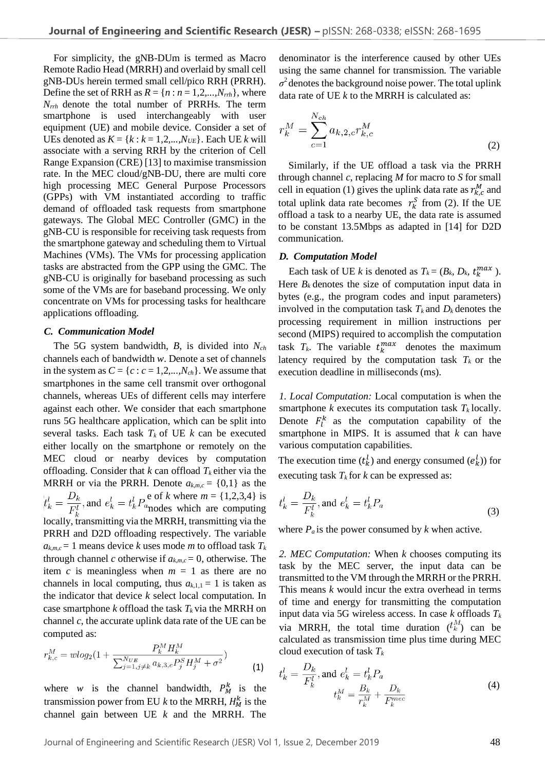For simplicity, the gNB-DUm is termed as Macro Remote Radio Head (MRRH) and overlaid by small cell gNB-DUs herein termed small cell/pico RRH (PRRH). Define the set of RRH as $R = \{n : n = 1,2,...,N_{rrh}\}$, where $N_{rrh}$ denote the total number of PRRHs. The term smartphone is used interchangeably with user equipment (UE) and mobile device. Consider a set of UEs denoted as $K = \{k : k = 1,2,...,N_{UE}\}$. Each UE $k$ will associate with a serving RRH by the criterion of Cell Range Expansion (CRE) [13] to maximise transmission rate. In the MEC cloud/gNB-DU, there are multi core high processing MEC General Purpose Processors (GPPs) with VM instantiated according to traffic demand of offloaded task requests from smartphone gateways. The Global MEC Controller (GMC) in the gNB-CU is responsible for receiving task requests from the smartphone gateway and scheduling them to Virtual Machines (VMs). The VMs for processing application tasks are abstracted from the GPP using the GMC. The gNB-CU is originally for baseband processing as such some of the VMs are for baseband processing. We only concentrate on VMs for processing tasks for healthcare applications offloading.

### *C. Communication Model*

The 5G system bandwidth, $B$, is divided into $N_{ch}$ channels each of bandwidth $w$. Denote a set of channels in the system as $C = \{c : c = 1,2,...,N_{ch}\}$. We assume that smartphones in the same cell transmit over orthogonal channels, whereas UEs of different cells may interfere against each other. We consider that each smartphone runs 5G healthcare application, which can be split into several tasks. Each task $T_k$ of UE $k$ can be executed either locally on the smartphone or remotely on the MEC cloud or nearby devices by computation offloading. Consider that $k$ can offload $T_k$ either via the MRRH or via the PRRH. Denote $a_{k,m,c} = \{0,1\}$ as the $t_k^l = \frac{D_k}{F_k^l}$, and $e_k^l = t_k^l P_a$ e of $k$ where $m = \{1,2,3,4\}$ is nodes which are computing locally, transmitting via the MRRH, transmitting via the PRRH and D2D offloading respectively. The variable $a_{k,m,c} = 1$ means device $k$ uses mode $m$ to offload task $T_k$ through channel $c$ otherwise if $a_{k,m,c} = 0$, otherwise. The item $c$ is meaningless when $m = 1$ as there are no channels in local computing, thus $a_{k,1,1} = 1$ is taken as the indicator that device $k$ select local computation. In case smartphone $k$ offload the task $T_k$ via the MRRH on channel $c$, the accurate uplink data rate of the UE can be computed as:

$$r_{k,c}^M = w log_2(1 + \frac{P_k^M H_k^M}{\sum_{j=1,j\neq k}^{N_{UE}} a_{k,3,c} P_j^S H_j^M + \sigma^2}) \tag{1}$$

where $w$ is the channel bandwidth, $P_M^k$ is the transmission power from EU $k$ to the MRRH, $H_M^k$ is the channel gain between UE $k$ and the MRRH. The denominator is the interference caused by other UEs using the same channel for transmission. The variable $\sigma^2$ denotes the background noise power. The total uplink data rate of UE $k$ to the MRRH is calculated as:

$$r_k^M = \sum_{c=1}^{N_{ch}} a_{k,2,c} r_{k,c}^M \tag{2}$$

Similarly, if the UE offload a task via the PRRH through channel $c$, replacing $M$ for macro to $S$ for small cell in equation (1) gives the uplink data rate as $r_{k,c}^M$ and total uplink data rate becomes $r_k^S$ from (2). If the UE offload a task to a nearby UE, the data rate is assumed to be constant 13.5Mbps as adapted in [14] for D2D communication.

### *D. Computation Model*

Each task of UE $k$ is denoted as $T_k = (B_k, D_k, t_k^{max})$. Here $B_k$ denotes the size of computation input data in bytes (e.g., the program codes and input parameters) involved in the computation task $T_k$ and $D_k$ denotes the processing requirement in million instructions per second (MIPS) required to accomplish the computation task $T_k$. The variable $t_k^{max}$ denotes the maximum latency required by the computation task $T_k$ or the execution deadline in milliseconds (ms).

*1. Local Computation:* Local computation is when the smartphone $k$ executes its computation task $T_k$ locally. Denote $F_l^k$ as the computation capability of the smartphone in MIPS. It is assumed that $k$ can have various computation capabilities.

The execution time ($t_k^l$) and energy consumed ($e_k^l$)) for executing task $T_k$ for $k$ can be expressed as:

$$t_k^l = \frac{D_k}{F_k^l}, \text{ and } e_k^l = t_k^l P_a \tag{3}$$

where $P_a$ is the power consumed by $k$ when active.

*2. MEC Computation:* When $k$ chooses computing its task by the MEC server, the input data can be transmitted to the VM through the MRRH or the PRRH. This means $k$ would incur the extra overhead in terms of time and energy for transmitting the computation input data via 5G wireless access. In case $k$ offloads $T_k$ via MRRH, the total time duration ($t_k^M$) can be calculated as transmission time plus time during MEC cloud execution of task $T_k$

$$t_k^l = \frac{D_k}{F_k^l}, \text{ and } e_k^l = t_k^l P_a$$

$$t_k^M = \frac{B_k}{r_k^M} + \frac{D_k}{F_k^{mec}} \tag{4}$$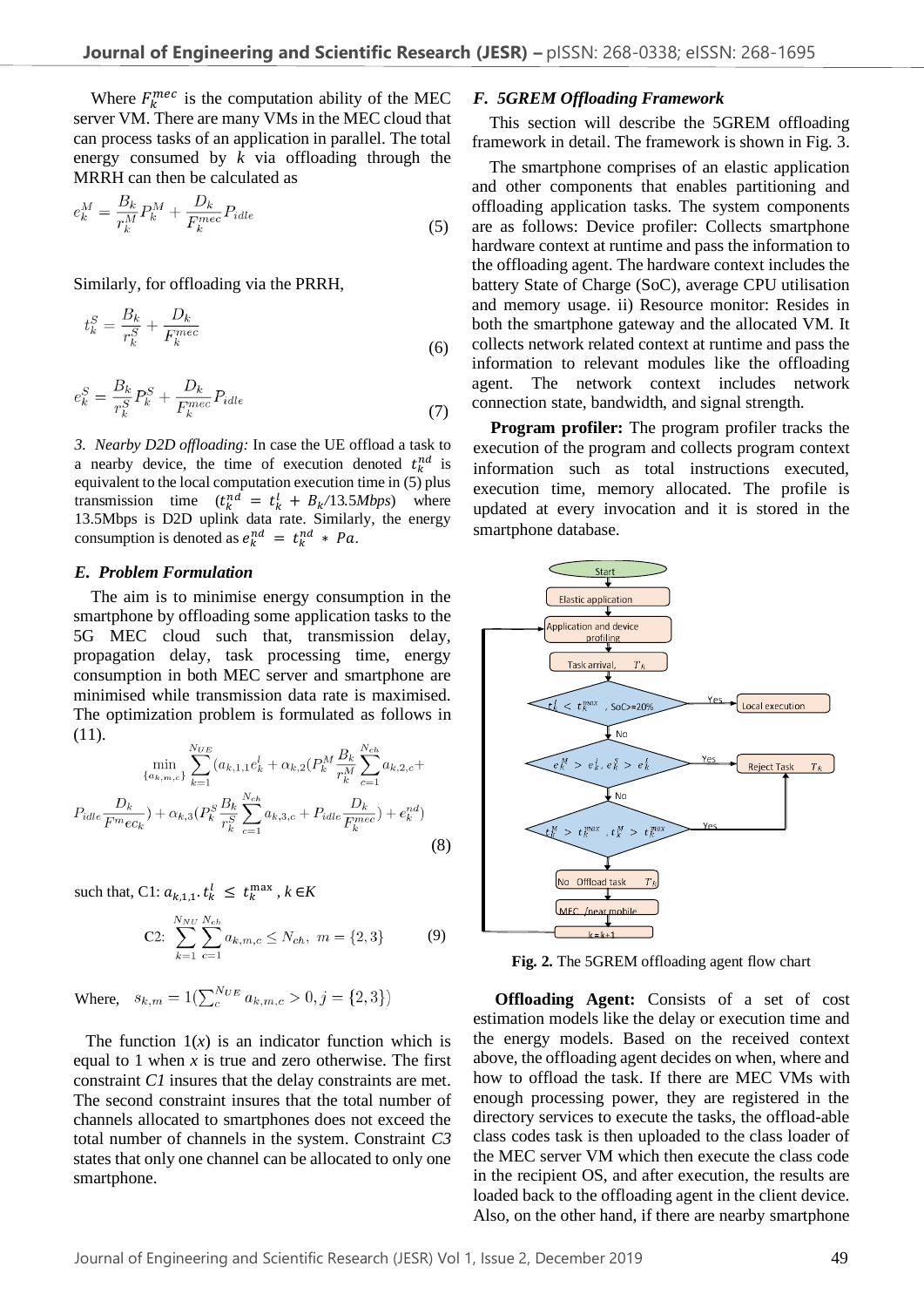Where $F_k^{mec}$ is the computation ability of the MEC server VM. There are many VMs in the MEC cloud that can process tasks of an application in parallel. The total energy consumed by $k$ via offloading through the MRRH can then be calculated as

$$e_k^M = \frac{B_k}{r_k^M} P_k^M + \frac{D_k}{F_k^{mec}} P_{idle} \tag{5}$$

Similarly, for offloading via the PRRH,

$$t_k^S = \frac{B_k}{r_k^S} + \frac{D_k}{F_k^{mec}} \tag{6}$$

$$e_k^S = \frac{B_k}{r_k^S} P_k^S + \frac{D_k}{F_k^{mec}} P_{idle} \tag{7}$$

*3. Nearby D2D offloading:* In case the UE offload a task to a nearby device, the time of execution denoted $t_k^{nd}$ is equivalent to the local computation execution time in (5) plus transmission time ($t_k^{nd} = t_k^l + B_k/13.5Mbps$) where 13.5Mbps is D2D uplink data rate. Similarly, the energy consumption is denoted as $e_k^{nd} = t_k^{nd} * Pa$.

### *E. Problem Formulation*

The aim is to minimise energy consumption in the smartphone by offloading some application tasks to the 5G MEC cloud such that, transmission delay, propagation delay, task processing time, energy consumption in both MEC server and smartphone are minimised while transmission data rate is maximised. The optimization problem is formulated as follows in (11).

$$\min_{\{a_{k,m,c}\}} \sum_{k=1}^{N_{UE}} (a_{k,1,1} e_k^l + \alpha_{k,2}(P_k^M \frac{B_k}{r_k^M} \sum_{c=1}^{N_{ch}} a_{k,2,c} +$$

$$P_{idle} \frac{D_k}{F^m ec_k}) + \alpha_{k,3}(P_k^S \frac{B_k}{r_k^S} \sum_{c=1}^{N_{ch}} a_{k,3,c} + P_{idle} \frac{D_k}{F_k^{mec}}) + e_k^{nd}) \tag{8}$$

such that, C1: $a_{k,1,1}.\, t_k^l \leq t_k^{\max}$ , $k \in K$

$$\text{C2:} \ \sum_{k=1}^{N_{NU}} \sum_{c=1}^{N_{ch}} a_{k,m,c} \leq N_{ch}, \ m = \{2,3\} \tag{9}$$

Where, $s_{k,m} = 1(\sum_{c}^{N_{UE}} a_{k,m,c} > 0, j = \{2,3\})$

The function $1(x)$ is an indicator function which is equal to 1 when $x$ is true and zero otherwise. The first constraint *C1* insures that the delay constraints are met. The second constraint insures that the total number of channels allocated to smartphones does not exceed the total number of channels in the system. Constraint *C3* states that only one channel can be allocated to only one smartphone.

### *F. 5GREM Offloading Framework*

This section will describe the 5GREM offloading framework in detail. The framework is shown in Fig. 3.

The smartphone comprises of an elastic application and other components that enables partitioning and offloading application tasks. The system components are as follows: Device profiler: Collects smartphone hardware context at runtime and pass the information to the offloading agent. The hardware context includes the battery State of Charge (SoC), average CPU utilisation and memory usage. ii) Resource monitor: Resides in both the smartphone gateway and the allocated VM. It collects network related context at runtime and pass the information to relevant modules like the offloading agent. The network context includes network connection state, bandwidth, and signal strength.

**Program profiler:** The program profiler tracks the execution of the program and collects program context information such as total instructions executed, execution time, memory allocated. The profile is updated at every invocation and it is stored in the smartphone database.

**Fig. 2.** The 5GREM offloading agent flow chart

**Offloading Agent:** Consists of a set of cost estimation models like the delay or execution time and the energy models. Based on the received context above, the offloading agent decides on when, where and how to offload the task. If there are MEC VMs with enough processing power, they are registered in the directory services to execute the tasks, the offload-able class codes task is then uploaded to the class loader of the MEC server VM which then execute the class code in the recipient OS, and after execution, the results are loaded back to the offloading agent in the client device. Also, on the other hand, if there are nearby smartphone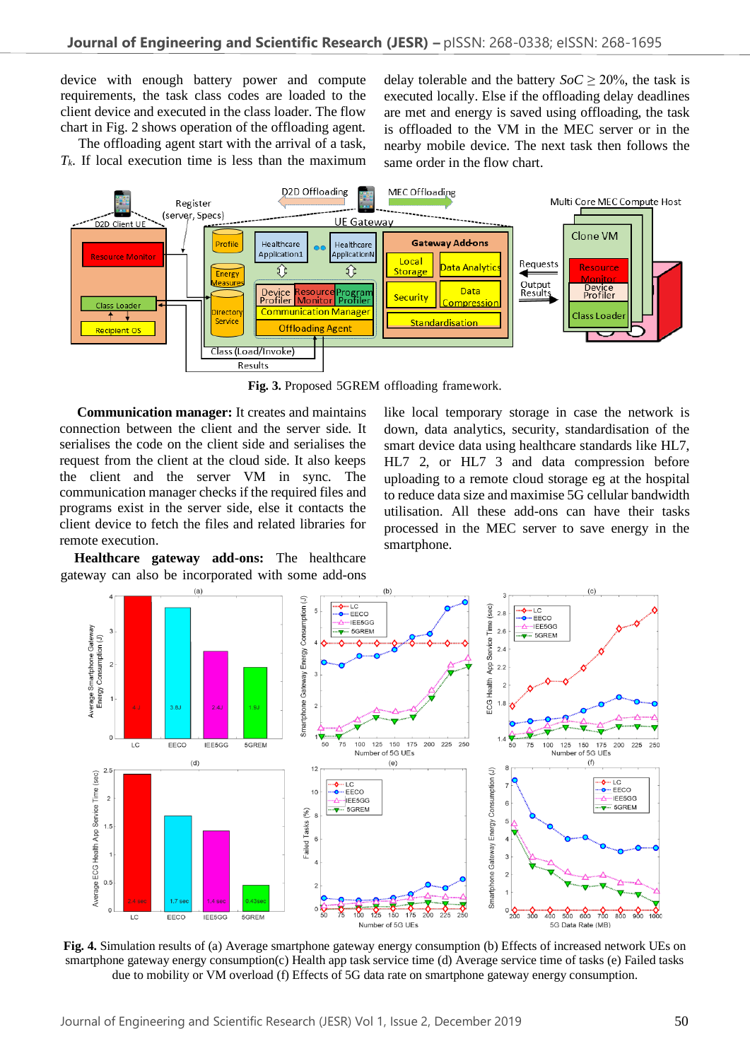device with enough battery power and compute requirements, the task class codes are loaded to the client device and executed in the class loader. The flow chart in Fig. 2 shows operation of the offloading agent.

The offloading agent start with the arrival of a task, $T_k$. If local execution time is less than the maximum delay tolerable and the battery $SoC \geq 20\%$, the task is executed locally. Else if the offloading delay deadlines are met and energy is saved using offloading, the task is offloaded to the VM in the MEC server or in the nearby mobile device. The next task then follows the same order in the flow chart.

**Fig. 3.** Proposed 5GREM offloading framework.

**Communication manager:** It creates and maintains connection between the client and the server side. It serialises the code on the client side and serialises the request from the client at the cloud side. It also keeps the client and the server VM in sync. The communication manager checks if the required files and programs exist in the server side, else it contacts the client device to fetch the files and related libraries for remote execution.

**Healthcare gateway add-ons:** The healthcare gateway can also be incorporated with some add-ons like local temporary storage in case the network is down, data analytics, security, standardisation of the smart device data using healthcare standards like HL7, HL7 2, or HL7 3 and data compression before uploading to a remote cloud storage eg at the hospital to reduce data size and maximise 5G cellular bandwidth utilisation. All these add-ons can have their tasks processed in the MEC server to save energy in the smartphone.

**Fig. 4.** Simulation results of (a) Average smartphone gateway energy consumption (b) Effects of increased network UEs on smartphone gateway energy consumption(c) Health app task service time (d) Average service time of tasks (e) Failed tasks due to mobility or VM overload (f) Effects of 5G data rate on smartphone gateway energy consumption.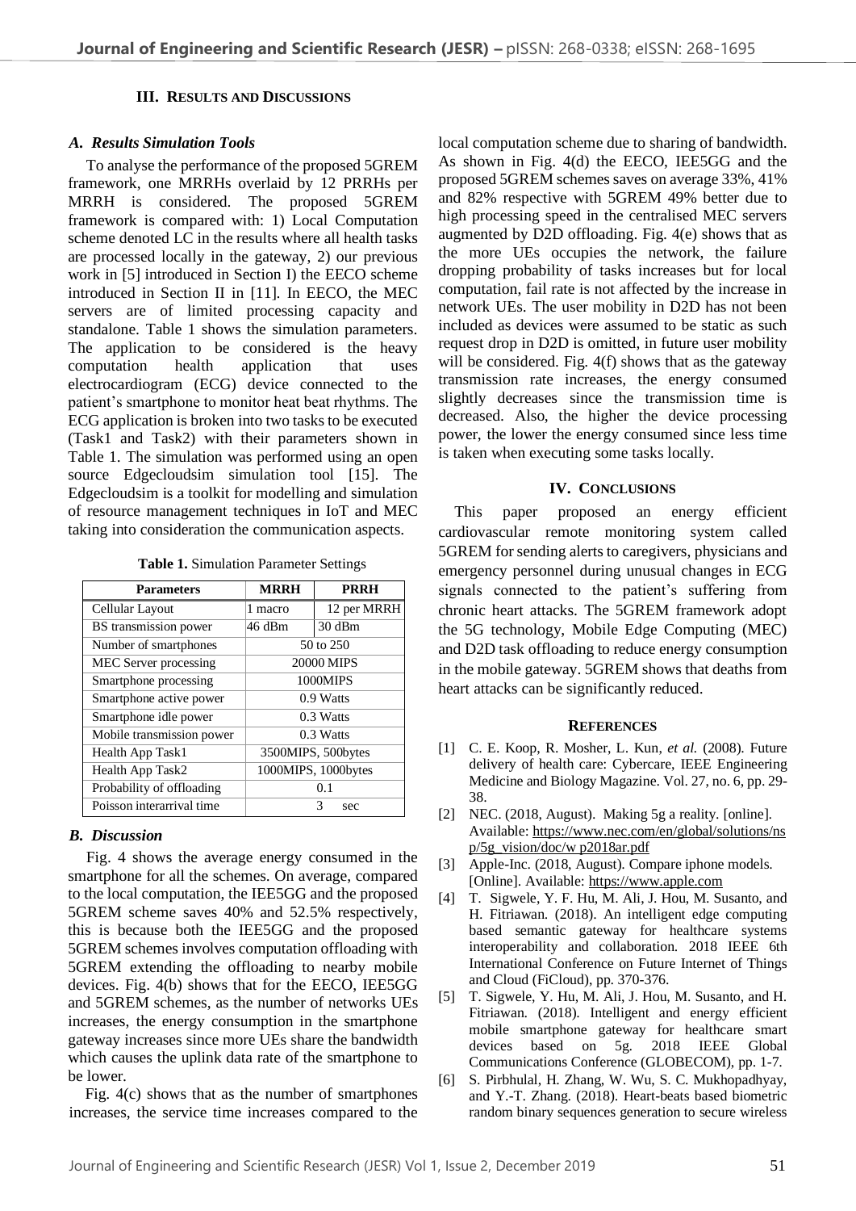## III. Results and Discussions

### *A. Results Simulation Tools*

To analyse the performance of the proposed 5GREM framework, one MRRHs overlaid by 12 PRRHs per MRRH is considered. The proposed 5GREM framework is compared with: 1) Local Computation scheme denoted LC in the results where all health tasks are processed locally in the gateway, 2) our previous work in [5] introduced in Section I) the EECO scheme introduced in Section II in [11]. In EECO, the MEC servers are of limited processing capacity and standalone. Table 1 shows the simulation parameters. The application to be considered is the heavy computation health application that uses electrocardiogram (ECG) device connected to the patient's smartphone to monitor heat beat rhythms. The ECG application is broken into two tasks to be executed (Task1 and Task2) with their parameters shown in Table 1. The simulation was performed using an open source Edgecloudsim simulation tool [15]. The Edgecloudsim is a toolkit for modelling and simulation of resource management techniques in IoT and MEC taking into consideration the communication aspects.

**Table 1.** Simulation Parameter Settings

| Parameters | MRRH | PRRH |
|---|---|---|
| Cellular Layout | 1 macro | 12 per MRRH |
| BS transmission power | 46 dBm | 30 dBm |
| Number of smartphones | 50 to 250 | |
| MEC Server processing | 20000 MIPS | |
| Smartphone processing | 1000MIPS | |
| Smartphone active power | 0.9 Watts | |
| Smartphone idle power | 0.3 Watts | |
| Mobile transmission power | 0.3 Watts | |
| Health App Task1 | 3500MIPS, 500bytes | |
| Health App Task2 | 1000MIPS, 1000bytes | |
| Probability of offloading | 0.1 | |
| Poisson interarrival time | 3 sec | |

### *B. Discussion*

Fig. 4 shows the average energy consumed in the smartphone for all the schemes. On average, compared to the local computation, the IEE5GG and the proposed 5GREM scheme saves 40% and 52.5% respectively, this is because both the IEE5GG and the proposed 5GREM schemes involves computation offloading with 5GREM extending the offloading to nearby mobile devices. Fig. 4(b) shows that for the EECO, IEE5GG and 5GREM schemes, as the number of networks UEs increases, the energy consumption in the smartphone gateway increases since more UEs share the bandwidth which causes the uplink data rate of the smartphone to be lower.

Fig. 4(c) shows that as the number of smartphones increases, the service time increases compared to the local computation scheme due to sharing of bandwidth. As shown in Fig. 4(d) the EECO, IEE5GG and the proposed 5GREM schemes saves on average 33%, 41% and 82% respective with 5GREM 49% better due to high processing speed in the centralised MEC servers augmented by D2D offloading. Fig. 4(e) shows that as the more UEs occupies the network, the failure dropping probability of tasks increases but for local computation, fail rate is not affected by the increase in network UEs. The user mobility in D2D has not been included as devices were assumed to be static as such request drop in D2D is omitted, in future user mobility will be considered. Fig. 4(f) shows that as the gateway transmission rate increases, the energy consumed slightly decreases since the transmission time is decreased. Also, the higher the device processing power, the lower the energy consumed since less time is taken when executing some tasks locally.

## IV. Conclusions

This paper proposed an energy efficient cardiovascular remote monitoring system called 5GREM for sending alerts to caregivers, physicians and emergency personnel during unusual changes in ECG signals connected to the patient's suffering from chronic heart attacks. The 5GREM framework adopt the 5G technology, Mobile Edge Computing (MEC) and D2D task offloading to reduce energy consumption in the mobile gateway. 5GREM shows that deaths from heart attacks can be significantly reduced.

## References

[1] C. E. Koop, R. Mosher, L. Kun, *et al.* (2008). Future delivery of health care: Cybercare, IEEE Engineering Medicine and Biology Magazine. Vol. 27, no. 6, pp. 29-38.

[2] NEC. (2018, August). Making 5g a reality. [online]. Available: https://www.nec.com/en/global/solutions/nsp/5g_vision/doc/w p2018ar.pdf

[3] Apple-Inc. (2018, August). Compare iphone models. [Online]. Available: https://www.apple.com

[4] T. Sigwele, Y. F. Hu, M. Ali, J. Hou, M. Susanto, and H. Fitriawan. (2018). An intelligent edge computing based semantic gateway for healthcare systems interoperability and collaboration. 2018 IEEE 6th International Conference on Future Internet of Things and Cloud (FiCloud), pp. 370-376.

[5] T. Sigwele, Y. Hu, M. Ali, J. Hou, M. Susanto, and H. Fitriawan. (2018). Intelligent and energy efficient mobile smartphone gateway for healthcare smart devices based on 5g. 2018 IEEE Global Communications Conference (GLOBECOM), pp. 1-7.

[6] S. Pirbhulal, H. Zhang, W. Wu, S. C. Mukhopadhyay, and Y.-T. Zhang. (2018). Heart-beats based biometric random binary sequences generation to secure wireless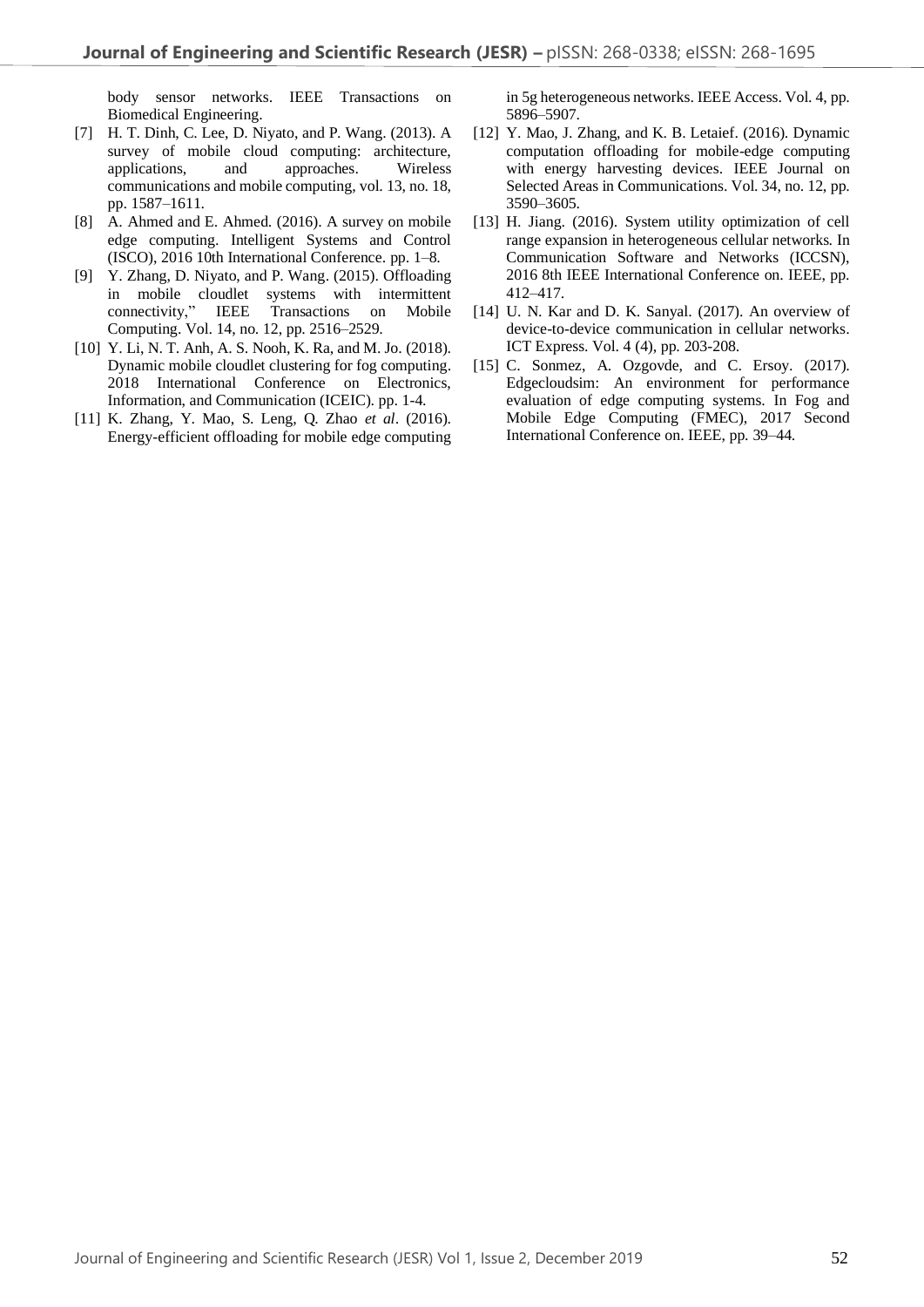body sensor networks. IEEE Transactions on Biomedical Engineering.

[7] H. T. Dinh, C. Lee, D. Niyato, and P. Wang. (2013). A survey of mobile cloud computing: architecture, applications, and approaches. Wireless communications and mobile computing, vol. 13, no. 18, pp. 1587–1611.

[8] A. Ahmed and E. Ahmed. (2016). A survey on mobile edge computing. Intelligent Systems and Control (ISCO), 2016 10th International Conference. pp. 1–8.

[9] Y. Zhang, D. Niyato, and P. Wang. (2015). Offloading in mobile cloudlet systems with intermittent connectivity," IEEE Transactions on Mobile Computing. Vol. 14, no. 12, pp. 2516–2529.

[10] Y. Li, N. T. Anh, A. S. Nooh, K. Ra, and M. Jo. (2018). Dynamic mobile cloudlet clustering for fog computing. 2018 International Conference on Electronics, Information, and Communication (ICEIC). pp. 1-4.

[11] K. Zhang, Y. Mao, S. Leng, Q. Zhao *et al*. (2016). Energy-efficient offloading for mobile edge computing in 5g heterogeneous networks. IEEE Access. Vol. 4, pp. 5896–5907.

[12] Y. Mao, J. Zhang, and K. B. Letaief. (2016). Dynamic computation offloading for mobile-edge computing with energy harvesting devices. IEEE Journal on Selected Areas in Communications. Vol. 34, no. 12, pp. 3590–3605.

[13] H. Jiang. (2016). System utility optimization of cell range expansion in heterogeneous cellular networks. In Communication Software and Networks (ICCSN), 2016 8th IEEE International Conference on. IEEE, pp. 412–417.

[14] U. N. Kar and D. K. Sanyal. (2017). An overview of device-to-device communication in cellular networks. ICT Express. Vol. 4 (4), pp. 203-208.

[15] C. Sonmez, A. Ozgovde, and C. Ersoy. (2017). Edgecloudsim: An environment for performance evaluation of edge computing systems. In Fog and Mobile Edge Computing (FMEC), 2017 Second International Conference on. IEEE, pp. 39–44.